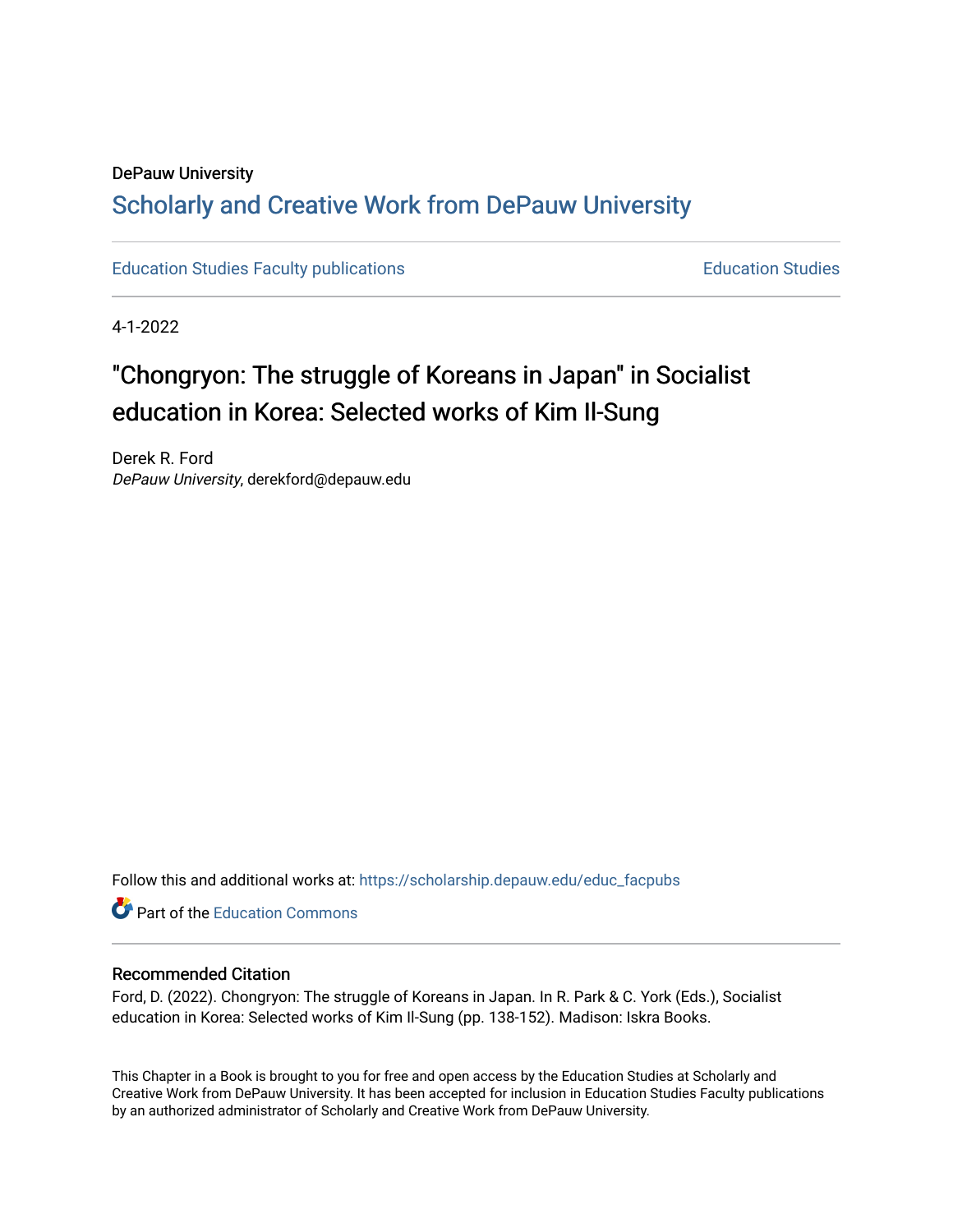DePauw University

# Scholarly and Creative Work from DePauw University

Education Studies Faculty publications — Education Studies

4-1-2022

# "Chongryon: The struggle of Koreans in Japan" in Socialist education in Korea: Selected works of Kim Il-Sung

Derek R. Ford
*DePauw University*, derekford@depauw.edu

Follow this and additional works at: https://scholarship.depauw.edu/educ_facpubs

Part of the Education Commons

## Recommended Citation

Ford, D. (2022). Chongryon: The struggle of Koreans in Japan. In R. Park & C. York (Eds.), Socialist education in Korea: Selected works of Kim Il-Sung (pp. 138-152). Madison: Iskra Books.

This Chapter in a Book is brought to you for free and open access by the Education Studies at Scholarly and Creative Work from DePauw University. It has been accepted for inclusion in Education Studies Faculty publications by an authorized administrator of Scholarly and Creative Work from DePauw University.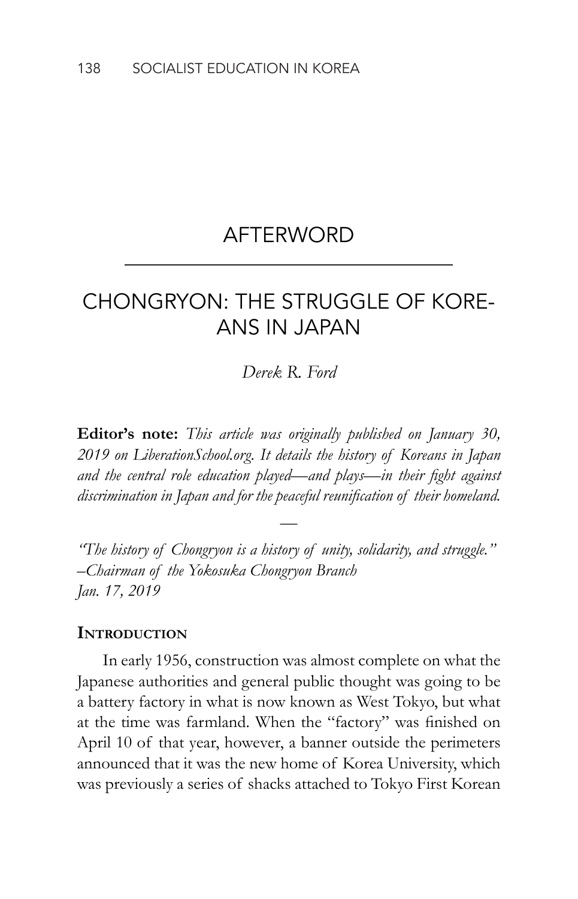# AFTERWORD

# CHONGRYON: THE STRUGGLE OF KOREANS IN JAPAN

*Derek R. Ford*

**Editor's note:** *This article was originally published on January 30, 2019 on LiberationSchool.org. It details the history of Koreans in Japan and the central role education played—and plays—in their fight against discrimination in Japan and for the peaceful reunification of their homeland.*

—

*"The history of Chongryon is a history of unity, solidarity, and struggle."*
*–Chairman of the Yokosuka Chongryon Branch*
*Jan. 17, 2019*

## Introduction

In early 1956, construction was almost complete on what the Japanese authorities and general public thought was going to be a battery factory in what is now known as West Tokyo, but what at the time was farmland. When the "factory" was finished on April 10 of that year, however, a banner outside the perimeters announced that it was the new home of Korea University, which was previously a series of shacks attached to Tokyo First Korean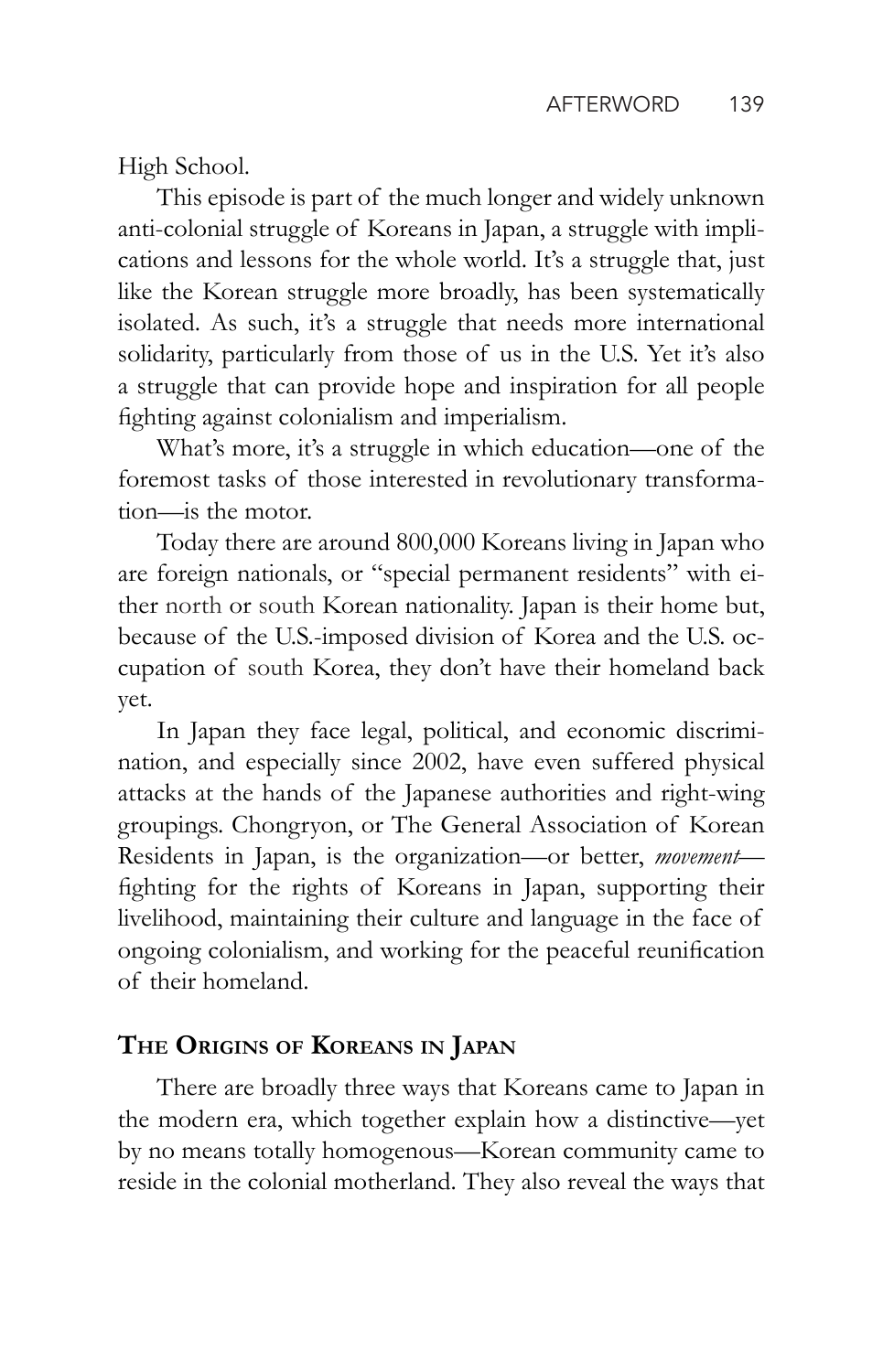High School.

This episode is part of the much longer and widely unknown anti-colonial struggle of Koreans in Japan, a struggle with implications and lessons for the whole world. It's a struggle that, just like the Korean struggle more broadly, has been systematically isolated. As such, it's a struggle that needs more international solidarity, particularly from those of us in the U.S. Yet it's also a struggle that can provide hope and inspiration for all people fighting against colonialism and imperialism.

What's more, it's a struggle in which education—one of the foremost tasks of those interested in revolutionary transformation—is the motor.

Today there are around 800,000 Koreans living in Japan who are foreign nationals, or "special permanent residents" with either north or south Korean nationality. Japan is their home but, because of the U.S.-imposed division of Korea and the U.S. occupation of south Korea, they don't have their homeland back yet.

In Japan they face legal, political, and economic discrimination, and especially since 2002, have even suffered physical attacks at the hands of the Japanese authorities and right-wing groupings. Chongryon, or The General Association of Korean Residents in Japan, is the organization—or better, *movement*—fighting for the rights of Koreans in Japan, supporting their livelihood, maintaining their culture and language in the face of ongoing colonialism, and working for the peaceful reunification of their homeland.

## The Origins of Koreans in Japan

There are broadly three ways that Koreans came to Japan in the modern era, which together explain how a distinctive—yet by no means totally homogenous—Korean community came to reside in the colonial motherland. They also reveal the ways that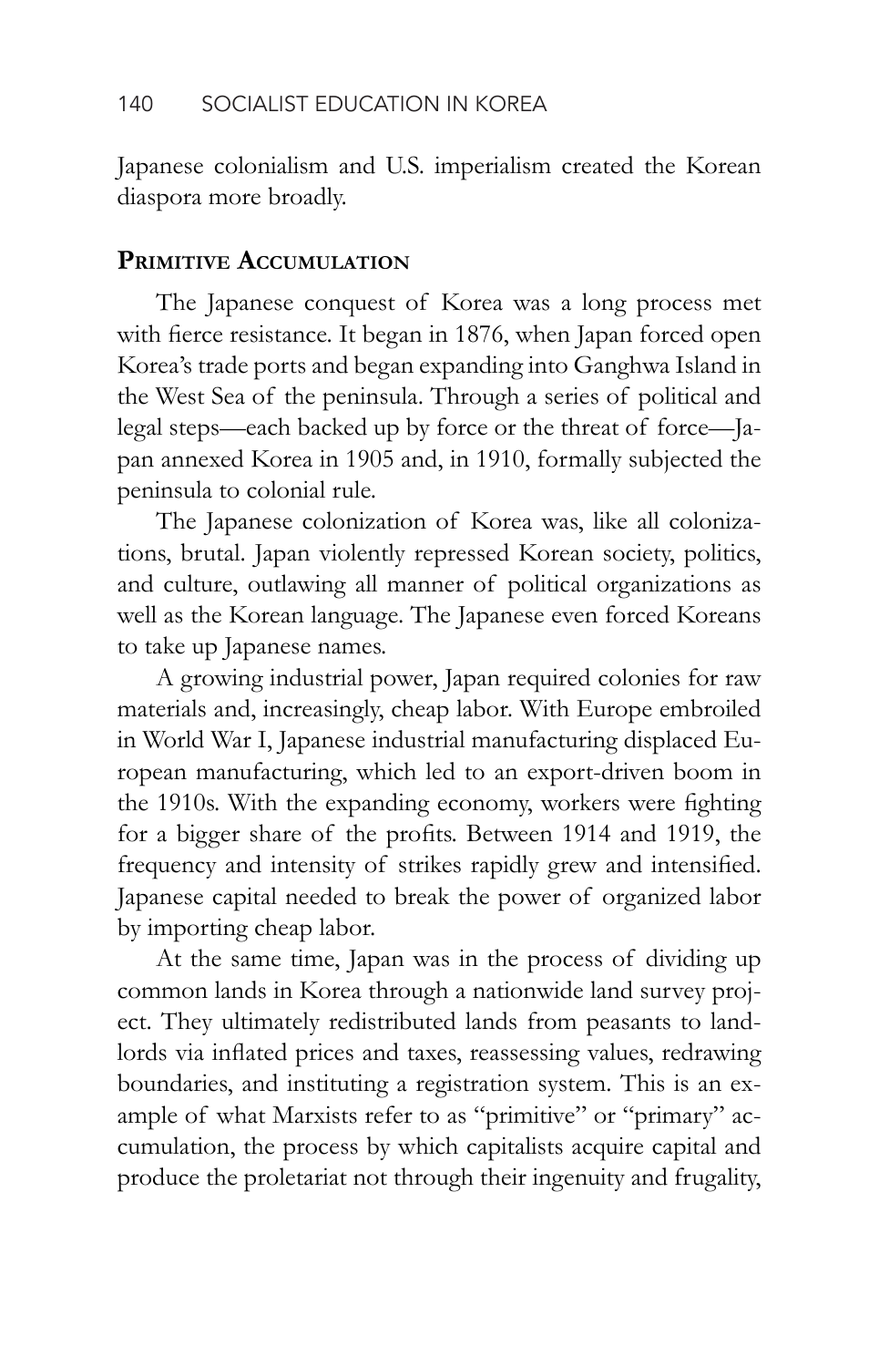Japanese colonialism and U.S. imperialism created the Korean diaspora more broadly.

## Primitive Accumulation

The Japanese conquest of Korea was a long process met with fierce resistance. It began in 1876, when Japan forced open Korea's trade ports and began expanding into Ganghwa Island in the West Sea of the peninsula. Through a series of political and legal steps—each backed up by force or the threat of force—Japan annexed Korea in 1905 and, in 1910, formally subjected the peninsula to colonial rule.

The Japanese colonization of Korea was, like all colonizations, brutal. Japan violently repressed Korean society, politics, and culture, outlawing all manner of political organizations as well as the Korean language. The Japanese even forced Koreans to take up Japanese names.

A growing industrial power, Japan required colonies for raw materials and, increasingly, cheap labor. With Europe embroiled in World War I, Japanese industrial manufacturing displaced European manufacturing, which led to an export-driven boom in the 1910s. With the expanding economy, workers were fighting for a bigger share of the profits. Between 1914 and 1919, the frequency and intensity of strikes rapidly grew and intensified. Japanese capital needed to break the power of organized labor by importing cheap labor.

At the same time, Japan was in the process of dividing up common lands in Korea through a nationwide land survey project. They ultimately redistributed lands from peasants to landlords via inflated prices and taxes, reassessing values, redrawing boundaries, and instituting a registration system. This is an example of what Marxists refer to as "primitive" or "primary" accumulation, the process by which capitalists acquire capital and produce the proletariat not through their ingenuity and frugality,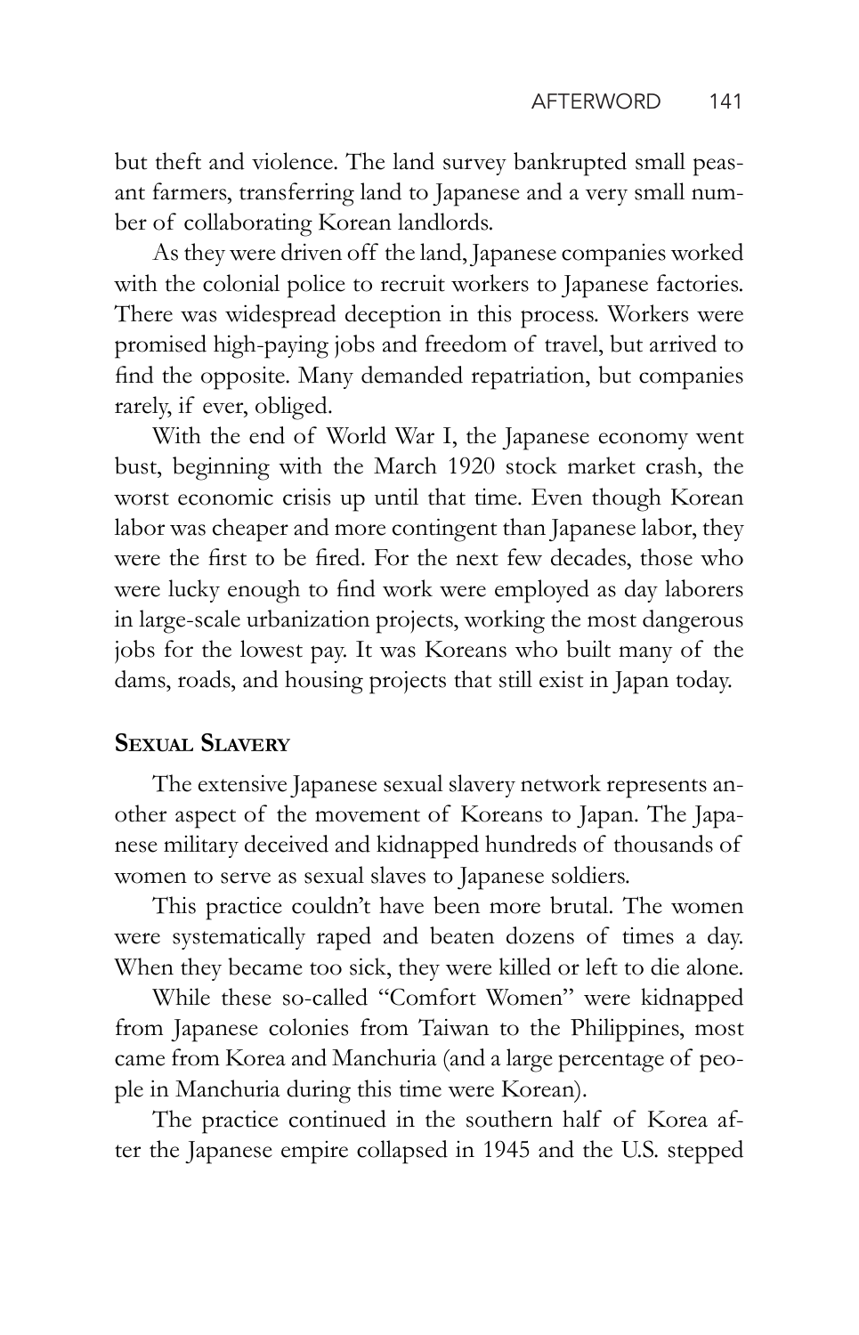but theft and violence. The land survey bankrupted small peasant farmers, transferring land to Japanese and a very small number of collaborating Korean landlords.

As they were driven off the land, Japanese companies worked with the colonial police to recruit workers to Japanese factories. There was widespread deception in this process. Workers were promised high-paying jobs and freedom of travel, but arrived to find the opposite. Many demanded repatriation, but companies rarely, if ever, obliged.

With the end of World War I, the Japanese economy went bust, beginning with the March 1920 stock market crash, the worst economic crisis up until that time. Even though Korean labor was cheaper and more contingent than Japanese labor, they were the first to be fired. For the next few decades, those who were lucky enough to find work were employed as day laborers in large-scale urbanization projects, working the most dangerous jobs for the lowest pay. It was Koreans who built many of the dams, roads, and housing projects that still exist in Japan today.

## Sexual Slavery

The extensive Japanese sexual slavery network represents another aspect of the movement of Koreans to Japan. The Japanese military deceived and kidnapped hundreds of thousands of women to serve as sexual slaves to Japanese soldiers.

This practice couldn't have been more brutal. The women were systematically raped and beaten dozens of times a day. When they became too sick, they were killed or left to die alone.

While these so-called "Comfort Women" were kidnapped from Japanese colonies from Taiwan to the Philippines, most came from Korea and Manchuria (and a large percentage of people in Manchuria during this time were Korean).

The practice continued in the southern half of Korea after the Japanese empire collapsed in 1945 and the U.S. stepped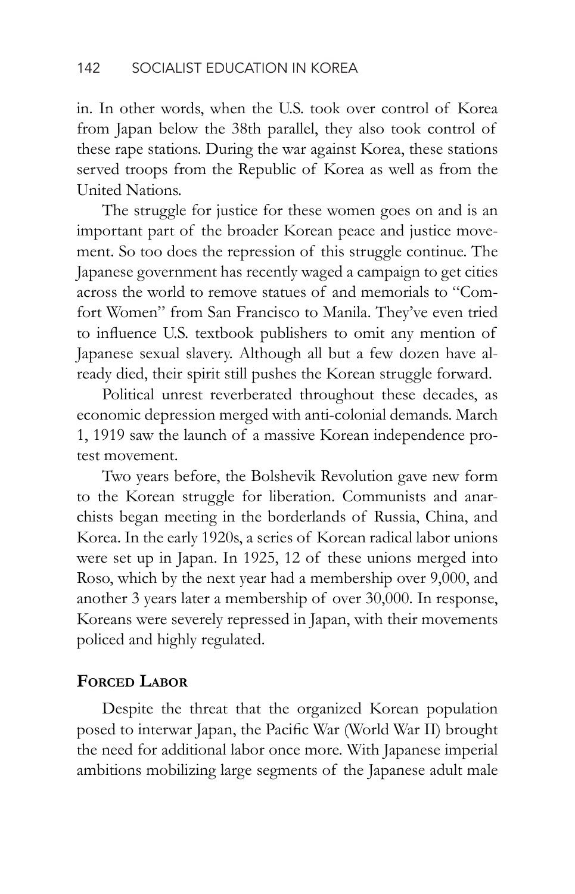in. In other words, when the U.S. took over control of Korea from Japan below the 38th parallel, they also took control of these rape stations. During the war against Korea, these stations served troops from the Republic of Korea as well as from the United Nations.

The struggle for justice for these women goes on and is an important part of the broader Korean peace and justice movement. So too does the repression of this struggle continue. The Japanese government has recently waged a campaign to get cities across the world to remove statues of and memorials to "Comfort Women" from San Francisco to Manila. They've even tried to influence U.S. textbook publishers to omit any mention of Japanese sexual slavery. Although all but a few dozen have already died, their spirit still pushes the Korean struggle forward.

Political unrest reverberated throughout these decades, as economic depression merged with anti-colonial demands. March 1, 1919 saw the launch of a massive Korean independence protest movement.

Two years before, the Bolshevik Revolution gave new form to the Korean struggle for liberation. Communists and anarchists began meeting in the borderlands of Russia, China, and Korea. In the early 1920s, a series of Korean radical labor unions were set up in Japan. In 1925, 12 of these unions merged into Roso, which by the next year had a membership over 9,000, and another 3 years later a membership of over 30,000. In response, Koreans were severely repressed in Japan, with their movements policed and highly regulated.

## Forced Labor

Despite the threat that the organized Korean population posed to interwar Japan, the Pacific War (World War II) brought the need for additional labor once more. With Japanese imperial ambitions mobilizing large segments of the Japanese adult male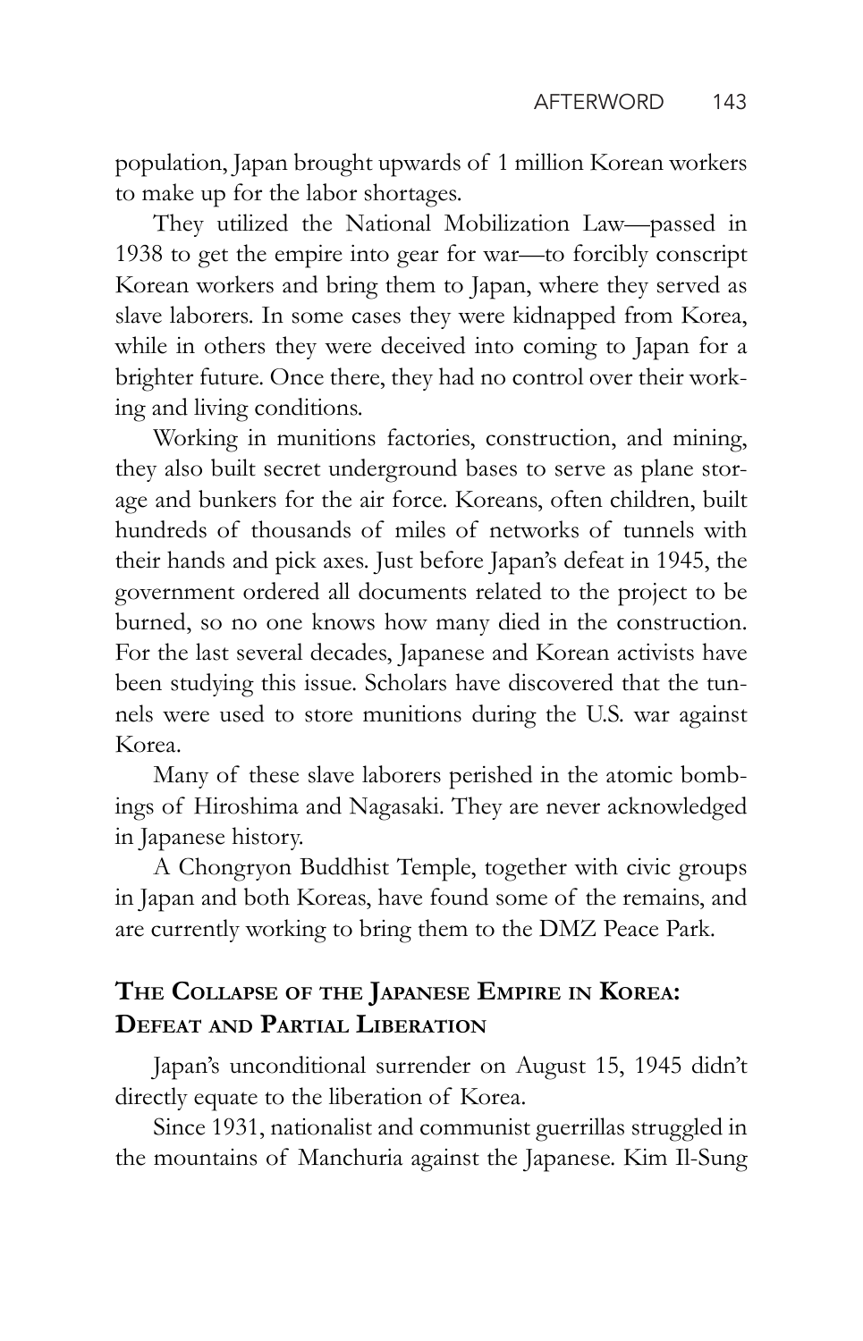population, Japan brought upwards of 1 million Korean workers to make up for the labor shortages.

They utilized the National Mobilization Law—passed in 1938 to get the empire into gear for war—to forcibly conscript Korean workers and bring them to Japan, where they served as slave laborers. In some cases they were kidnapped from Korea, while in others they were deceived into coming to Japan for a brighter future. Once there, they had no control over their working and living conditions.

Working in munitions factories, construction, and mining, they also built secret underground bases to serve as plane storage and bunkers for the air force. Koreans, often children, built hundreds of thousands of miles of networks of tunnels with their hands and pick axes. Just before Japan's defeat in 1945, the government ordered all documents related to the project to be burned, so no one knows how many died in the construction. For the last several decades, Japanese and Korean activists have been studying this issue. Scholars have discovered that the tunnels were used to store munitions during the U.S. war against Korea.

Many of these slave laborers perished in the atomic bombings of Hiroshima and Nagasaki. They are never acknowledged in Japanese history.

A Chongryon Buddhist Temple, together with civic groups in Japan and both Koreas, have found some of the remains, and are currently working to bring them to the DMZ Peace Park.

## The Collapse of the Japanese Empire in Korea: Defeat and Partial Liberation

Japan's unconditional surrender on August 15, 1945 didn't directly equate to the liberation of Korea.

Since 1931, nationalist and communist guerrillas struggled in the mountains of Manchuria against the Japanese. Kim Il-Sung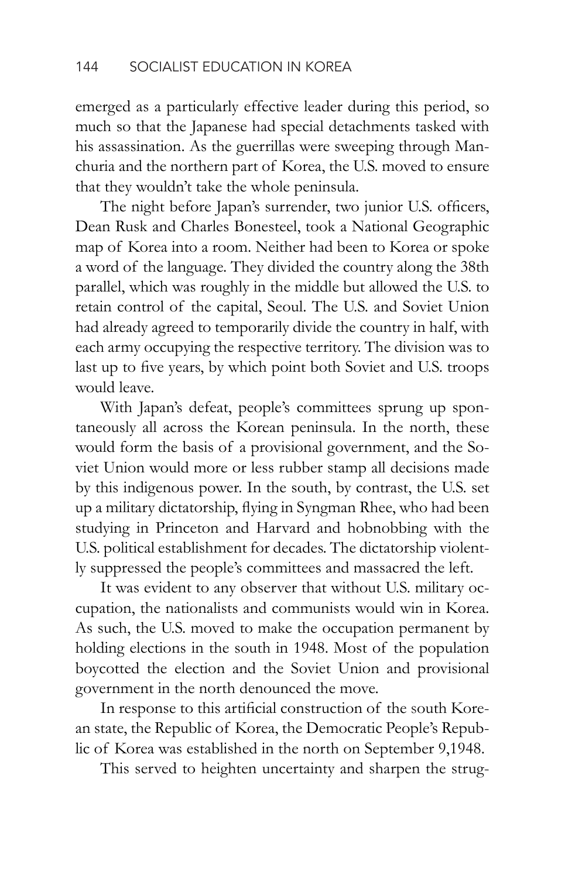emerged as a particularly effective leader during this period, so much so that the Japanese had special detachments tasked with his assassination. As the guerrillas were sweeping through Manchuria and the northern part of Korea, the U.S. moved to ensure that they wouldn't take the whole peninsula.

The night before Japan's surrender, two junior U.S. officers, Dean Rusk and Charles Bonesteel, took a National Geographic map of Korea into a room. Neither had been to Korea or spoke a word of the language. They divided the country along the 38th parallel, which was roughly in the middle but allowed the U.S. to retain control of the capital, Seoul. The U.S. and Soviet Union had already agreed to temporarily divide the country in half, with each army occupying the respective territory. The division was to last up to five years, by which point both Soviet and U.S. troops would leave.

With Japan's defeat, people's committees sprung up spontaneously all across the Korean peninsula. In the north, these would form the basis of a provisional government, and the Soviet Union would more or less rubber stamp all decisions made by this indigenous power. In the south, by contrast, the U.S. set up a military dictatorship, flying in Syngman Rhee, who had been studying in Princeton and Harvard and hobnobbing with the U.S. political establishment for decades. The dictatorship violently suppressed the people's committees and massacred the left.

It was evident to any observer that without U.S. military occupation, the nationalists and communists would win in Korea. As such, the U.S. moved to make the occupation permanent by holding elections in the south in 1948. Most of the population boycotted the election and the Soviet Union and provisional government in the north denounced the move.

In response to this artificial construction of the south Korean state, the Republic of Korea, the Democratic People's Republic of Korea was established in the north on September 9,1948.

This served to heighten uncertainty and sharpen the strug-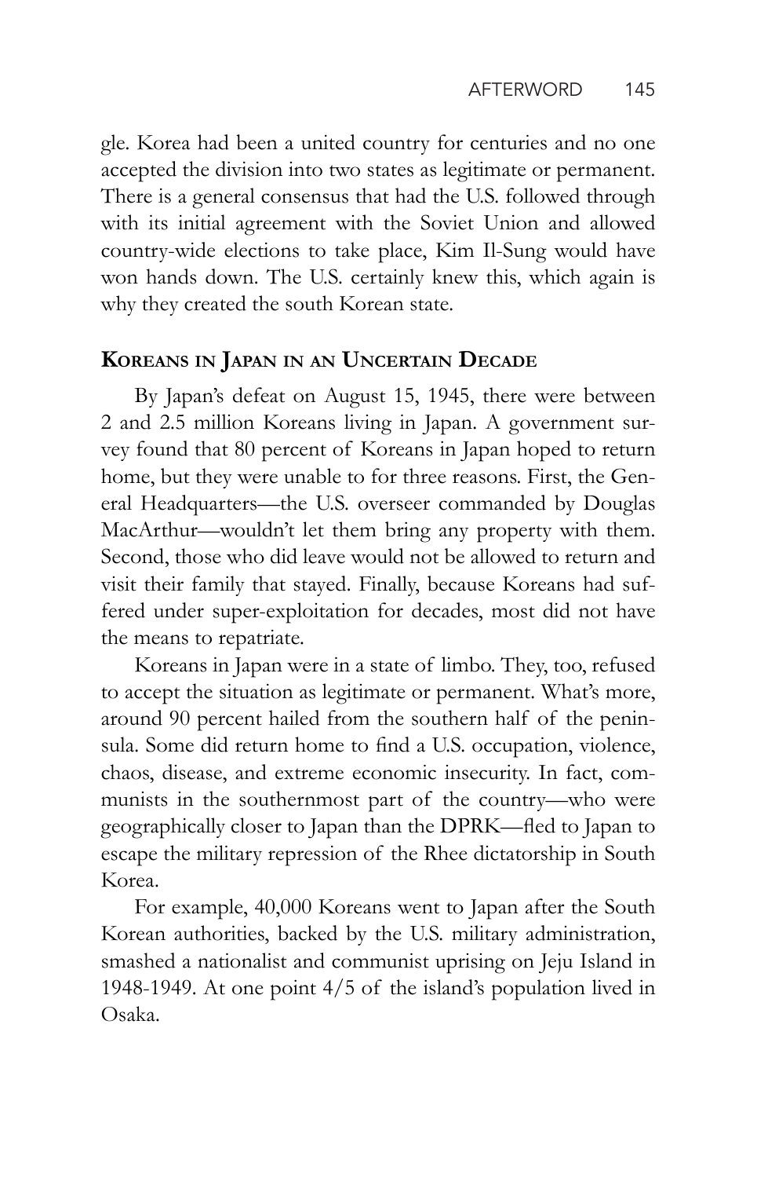gle. Korea had been a united country for centuries and no one accepted the division into two states as legitimate or permanent. There is a general consensus that had the U.S. followed through with its initial agreement with the Soviet Union and allowed country-wide elections to take place, Kim Il-Sung would have won hands down. The U.S. certainly knew this, which again is why they created the south Korean state.

## Koreans in Japan in an Uncertain Decade

By Japan's defeat on August 15, 1945, there were between 2 and 2.5 million Koreans living in Japan. A government survey found that 80 percent of Koreans in Japan hoped to return home, but they were unable to for three reasons. First, the General Headquarters—the U.S. overseer commanded by Douglas MacArthur—wouldn't let them bring any property with them. Second, those who did leave would not be allowed to return and visit their family that stayed. Finally, because Koreans had suffered under super-exploitation for decades, most did not have the means to repatriate.

Koreans in Japan were in a state of limbo. They, too, refused to accept the situation as legitimate or permanent. What's more, around 90 percent hailed from the southern half of the peninsula. Some did return home to find a U.S. occupation, violence, chaos, disease, and extreme economic insecurity. In fact, communists in the southernmost part of the country—who were geographically closer to Japan than the DPRK—fled to Japan to escape the military repression of the Rhee dictatorship in South Korea.

For example, 40,000 Koreans went to Japan after the South Korean authorities, backed by the U.S. military administration, smashed a nationalist and communist uprising on Jeju Island in 1948-1949. At one point 4/5 of the island's population lived in Osaka.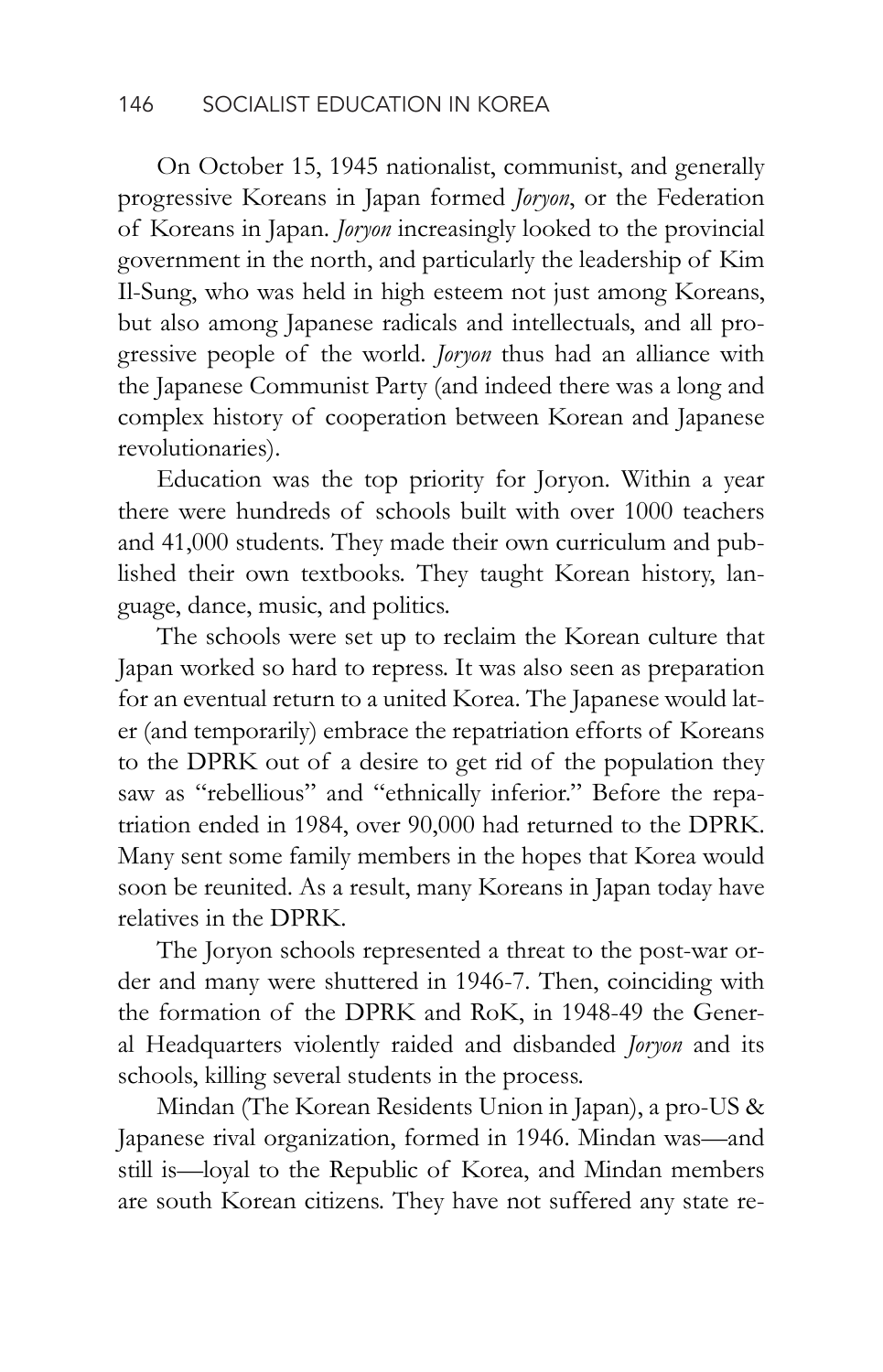On October 15, 1945 nationalist, communist, and generally progressive Koreans in Japan formed *Joryon*, or the Federation of Koreans in Japan. *Joryon* increasingly looked to the provincial government in the north, and particularly the leadership of Kim Il-Sung, who was held in high esteem not just among Koreans, but also among Japanese radicals and intellectuals, and all progressive people of the world. *Joryon* thus had an alliance with the Japanese Communist Party (and indeed there was a long and complex history of cooperation between Korean and Japanese revolutionaries).

Education was the top priority for Joryon. Within a year there were hundreds of schools built with over 1000 teachers and 41,000 students. They made their own curriculum and published their own textbooks. They taught Korean history, language, dance, music, and politics.

The schools were set up to reclaim the Korean culture that Japan worked so hard to repress. It was also seen as preparation for an eventual return to a united Korea. The Japanese would later (and temporarily) embrace the repatriation efforts of Koreans to the DPRK out of a desire to get rid of the population they saw as "rebellious" and "ethnically inferior." Before the repatriation ended in 1984, over 90,000 had returned to the DPRK. Many sent some family members in the hopes that Korea would soon be reunited. As a result, many Koreans in Japan today have relatives in the DPRK.

The Joryon schools represented a threat to the post-war order and many were shuttered in 1946-7. Then, coinciding with the formation of the DPRK and RoK, in 1948-49 the General Headquarters violently raided and disbanded *Joryon* and its schools, killing several students in the process.

Mindan (The Korean Residents Union in Japan), a pro-US & Japanese rival organization, formed in 1946. Mindan was—and still is—loyal to the Republic of Korea, and Mindan members are south Korean citizens. They have not suffered any state re-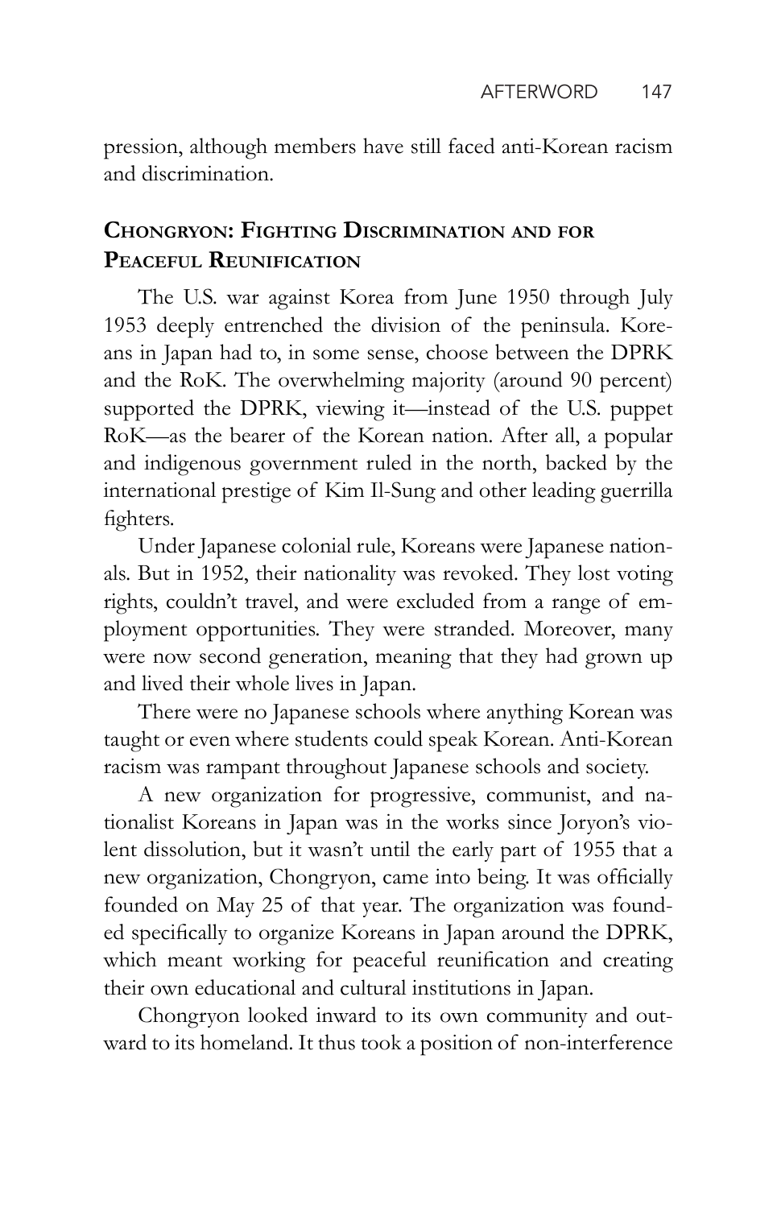pression, although members have still faced anti-Korean racism and discrimination.

## Chongryon: Fighting Discrimination and for Peaceful Reunification

The U.S. war against Korea from June 1950 through July 1953 deeply entrenched the division of the peninsula. Koreans in Japan had to, in some sense, choose between the DPRK and the RoK. The overwhelming majority (around 90 percent) supported the DPRK, viewing it—instead of the U.S. puppet RoK—as the bearer of the Korean nation. After all, a popular and indigenous government ruled in the north, backed by the international prestige of Kim Il-Sung and other leading guerrilla fighters.

Under Japanese colonial rule, Koreans were Japanese nationals. But in 1952, their nationality was revoked. They lost voting rights, couldn't travel, and were excluded from a range of employment opportunities. They were stranded. Moreover, many were now second generation, meaning that they had grown up and lived their whole lives in Japan.

There were no Japanese schools where anything Korean was taught or even where students could speak Korean. Anti-Korean racism was rampant throughout Japanese schools and society.

A new organization for progressive, communist, and nationalist Koreans in Japan was in the works since Joryon's violent dissolution, but it wasn't until the early part of 1955 that a new organization, Chongryon, came into being. It was officially founded on May 25 of that year. The organization was founded specifically to organize Koreans in Japan around the DPRK, which meant working for peaceful reunification and creating their own educational and cultural institutions in Japan.

Chongryon looked inward to its own community and outward to its homeland. It thus took a position of non-interference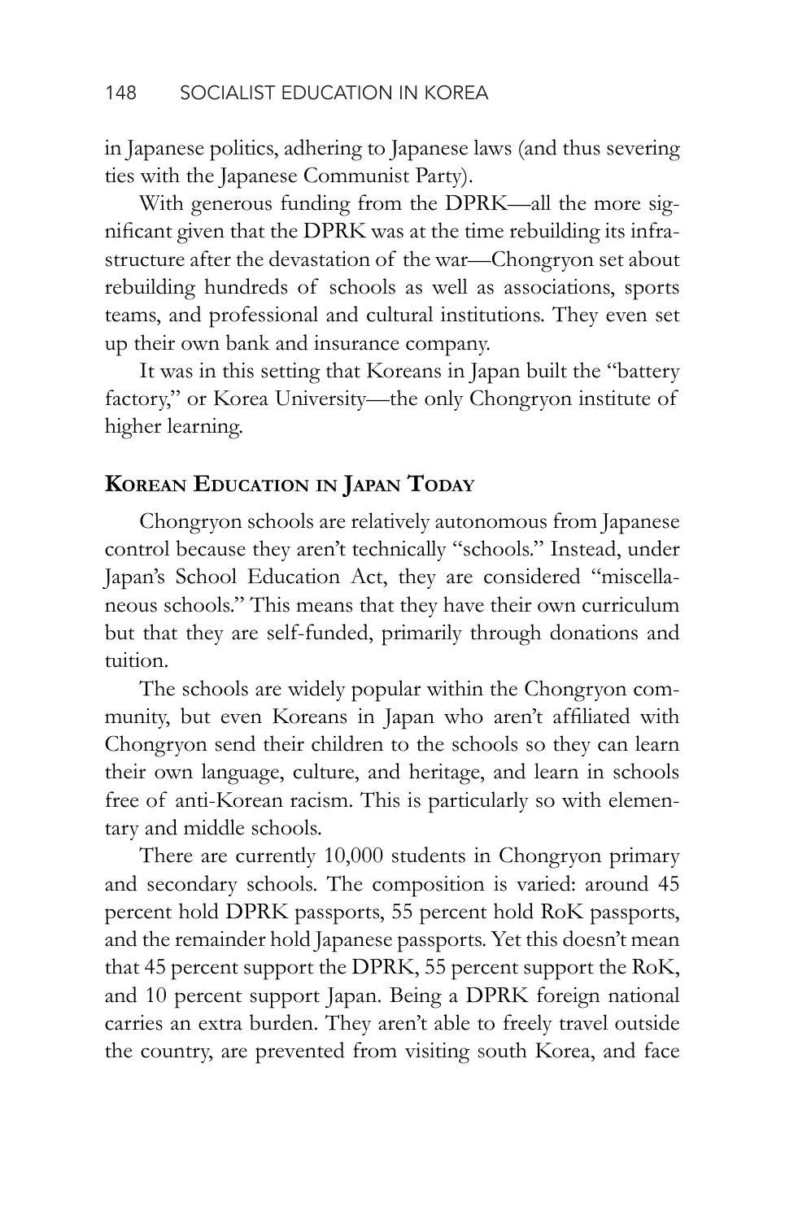in Japanese politics, adhering to Japanese laws (and thus severing ties with the Japanese Communist Party).

With generous funding from the DPRK—all the more significant given that the DPRK was at the time rebuilding its infrastructure after the devastation of the war—Chongryon set about rebuilding hundreds of schools as well as associations, sports teams, and professional and cultural institutions. They even set up their own bank and insurance company.

It was in this setting that Koreans in Japan built the "battery factory," or Korea University—the only Chongryon institute of higher learning.

## Korean Education in Japan Today

Chongryon schools are relatively autonomous from Japanese control because they aren't technically "schools." Instead, under Japan's School Education Act, they are considered "miscellaneous schools." This means that they have their own curriculum but that they are self-funded, primarily through donations and tuition.

The schools are widely popular within the Chongryon community, but even Koreans in Japan who aren't affiliated with Chongryon send their children to the schools so they can learn their own language, culture, and heritage, and learn in schools free of anti-Korean racism. This is particularly so with elementary and middle schools.

There are currently 10,000 students in Chongryon primary and secondary schools. The composition is varied: around 45 percent hold DPRK passports, 55 percent hold RoK passports, and the remainder hold Japanese passports. Yet this doesn't mean that 45 percent support the DPRK, 55 percent support the RoK, and 10 percent support Japan. Being a DPRK foreign national carries an extra burden. They aren't able to freely travel outside the country, are prevented from visiting south Korea, and face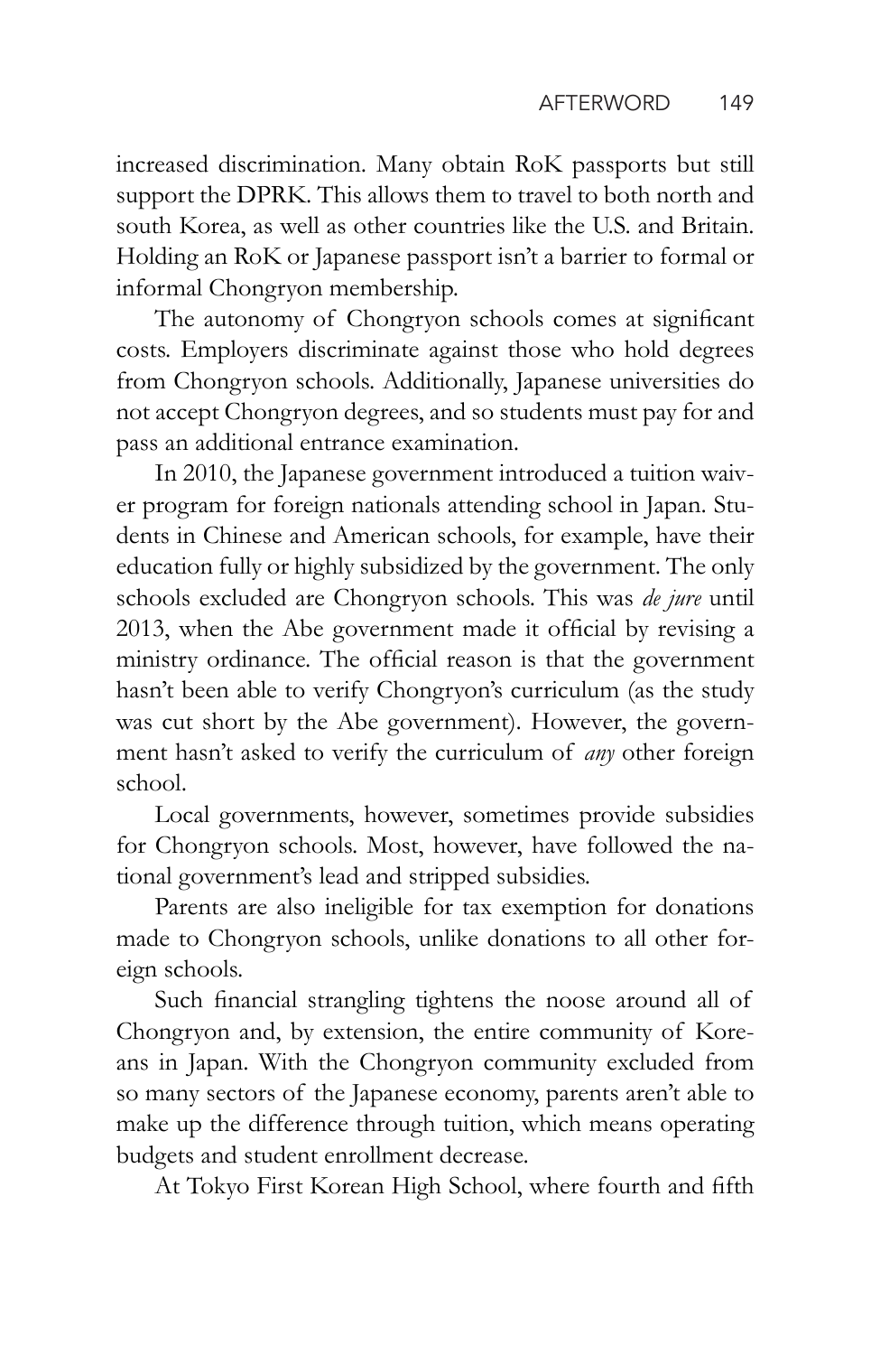increased discrimination. Many obtain RoK passports but still support the DPRK. This allows them to travel to both north and south Korea, as well as other countries like the U.S. and Britain. Holding an RoK or Japanese passport isn't a barrier to formal or informal Chongryon membership.

The autonomy of Chongryon schools comes at significant costs. Employers discriminate against those who hold degrees from Chongryon schools. Additionally, Japanese universities do not accept Chongryon degrees, and so students must pay for and pass an additional entrance examination.

In 2010, the Japanese government introduced a tuition waiver program for foreign nationals attending school in Japan. Students in Chinese and American schools, for example, have their education fully or highly subsidized by the government. The only schools excluded are Chongryon schools. This was *de jure* until 2013, when the Abe government made it official by revising a ministry ordinance. The official reason is that the government hasn't been able to verify Chongryon's curriculum (as the study was cut short by the Abe government). However, the government hasn't asked to verify the curriculum of *any* other foreign school.

Local governments, however, sometimes provide subsidies for Chongryon schools. Most, however, have followed the national government's lead and stripped subsidies.

Parents are also ineligible for tax exemption for donations made to Chongryon schools, unlike donations to all other foreign schools.

Such financial strangling tightens the noose around all of Chongryon and, by extension, the entire community of Koreans in Japan. With the Chongryon community excluded from so many sectors of the Japanese economy, parents aren't able to make up the difference through tuition, which means operating budgets and student enrollment decrease.

At Tokyo First Korean High School, where fourth and fifth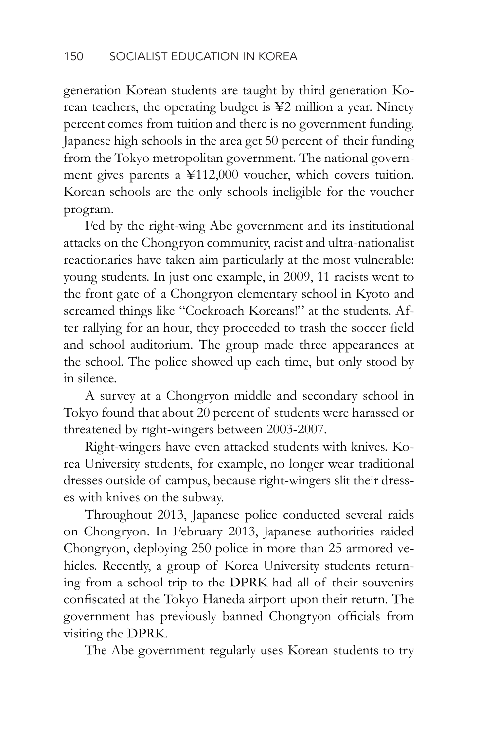generation Korean students are taught by third generation Korean teachers, the operating budget is ¥2 million a year. Ninety percent comes from tuition and there is no government funding. Japanese high schools in the area get 50 percent of their funding from the Tokyo metropolitan government. The national government gives parents a ¥112,000 voucher, which covers tuition. Korean schools are the only schools ineligible for the voucher program.

Fed by the right-wing Abe government and its institutional attacks on the Chongryon community, racist and ultra-nationalist reactionaries have taken aim particularly at the most vulnerable: young students. In just one example, in 2009, 11 racists went to the front gate of a Chongryon elementary school in Kyoto and screamed things like "Cockroach Koreans!" at the students. After rallying for an hour, they proceeded to trash the soccer field and school auditorium. The group made three appearances at the school. The police showed up each time, but only stood by in silence.

A survey at a Chongryon middle and secondary school in Tokyo found that about 20 percent of students were harassed or threatened by right-wingers between 2003-2007.

Right-wingers have even attacked students with knives. Korea University students, for example, no longer wear traditional dresses outside of campus, because right-wingers slit their dresses with knives on the subway.

Throughout 2013, Japanese police conducted several raids on Chongryon. In February 2013, Japanese authorities raided Chongryon, deploying 250 police in more than 25 armored vehicles. Recently, a group of Korea University students returning from a school trip to the DPRK had all of their souvenirs confiscated at the Tokyo Haneda airport upon their return. The government has previously banned Chongryon officials from visiting the DPRK.

The Abe government regularly uses Korean students to try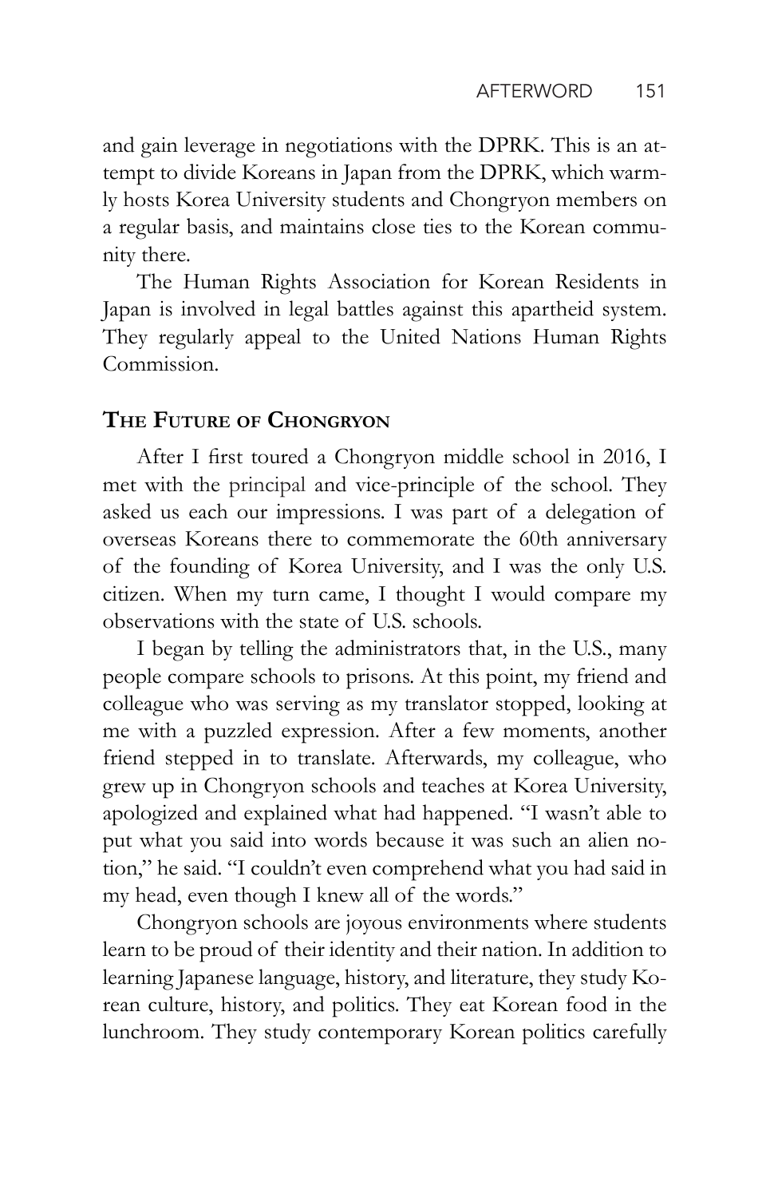and gain leverage in negotiations with the DPRK. This is an attempt to divide Koreans in Japan from the DPRK, which warmly hosts Korea University students and Chongryon members on a regular basis, and maintains close ties to the Korean community there.

The Human Rights Association for Korean Residents in Japan is involved in legal battles against this apartheid system. They regularly appeal to the United Nations Human Rights Commission.

### The Future of Chongryon

After I first toured a Chongryon middle school in 2016, I met with the principal and vice-principle of the school. They asked us each our impressions. I was part of a delegation of overseas Koreans there to commemorate the 60th anniversary of the founding of Korea University, and I was the only U.S. citizen. When my turn came, I thought I would compare my observations with the state of U.S. schools.

I began by telling the administrators that, in the U.S., many people compare schools to prisons. At this point, my friend and colleague who was serving as my translator stopped, looking at me with a puzzled expression. After a few moments, another friend stepped in to translate. Afterwards, my colleague, who grew up in Chongryon schools and teaches at Korea University, apologized and explained what had happened. "I wasn't able to put what you said into words because it was such an alien notion," he said. "I couldn't even comprehend what you had said in my head, even though I knew all of the words."

Chongryon schools are joyous environments where students learn to be proud of their identity and their nation. In addition to learning Japanese language, history, and literature, they study Korean culture, history, and politics. They eat Korean food in the lunchroom. They study contemporary Korean politics carefully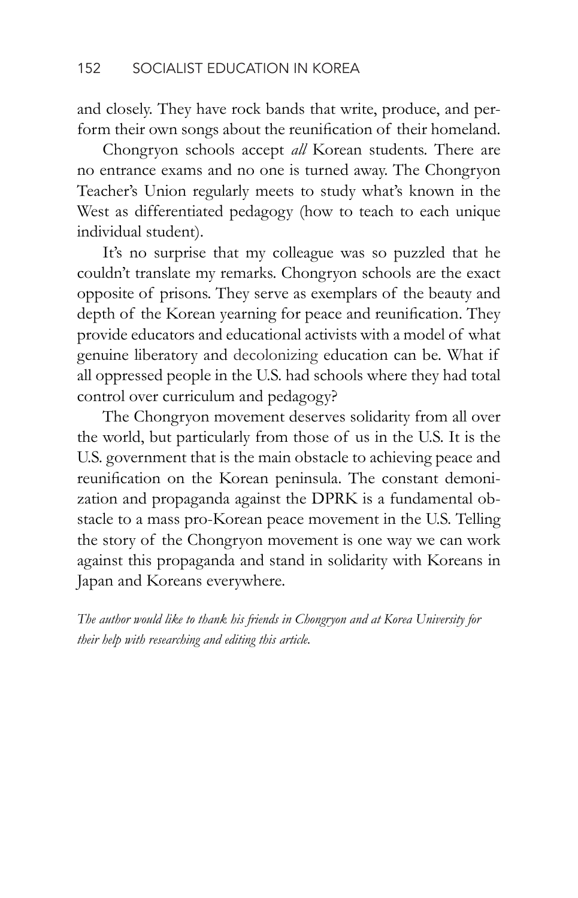and closely. They have rock bands that write, produce, and perform their own songs about the reunification of their homeland.

Chongryon schools accept *all* Korean students. There are no entrance exams and no one is turned away. The Chongryon Teacher's Union regularly meets to study what's known in the West as differentiated pedagogy (how to teach to each unique individual student).

It's no surprise that my colleague was so puzzled that he couldn't translate my remarks. Chongryon schools are the exact opposite of prisons. They serve as exemplars of the beauty and depth of the Korean yearning for peace and reunification. They provide educators and educational activists with a model of what genuine liberatory and decolonizing education can be. What if all oppressed people in the U.S. had schools where they had total control over curriculum and pedagogy?

The Chongryon movement deserves solidarity from all over the world, but particularly from those of us in the U.S. It is the U.S. government that is the main obstacle to achieving peace and reunification on the Korean peninsula. The constant demonization and propaganda against the DPRK is a fundamental obstacle to a mass pro-Korean peace movement in the U.S. Telling the story of the Chongryon movement is one way we can work against this propaganda and stand in solidarity with Koreans in Japan and Koreans everywhere.

*The author would like to thank his friends in Chongryon and at Korea University for their help with researching and editing this article.*